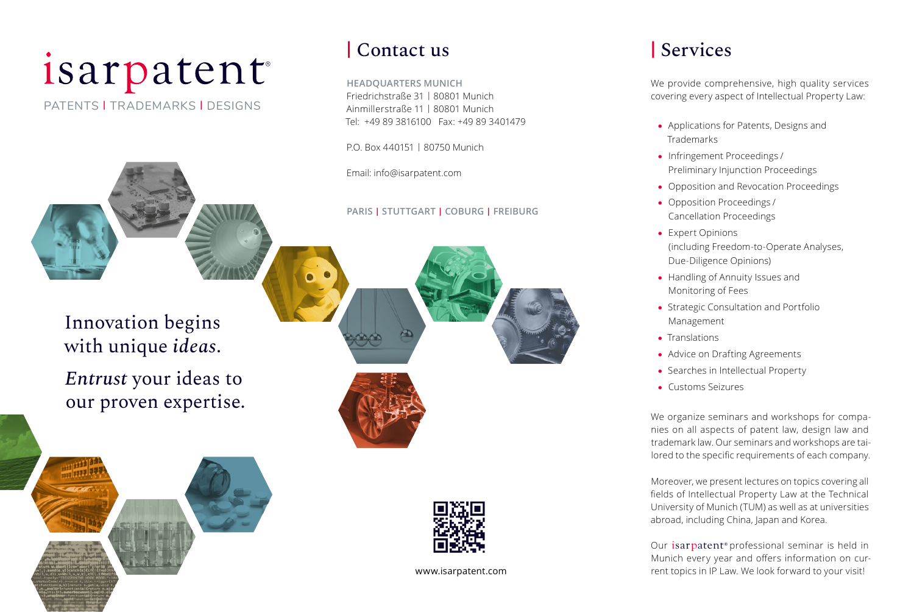# isarpatent®

PATENTS | TRADEMARKS | DESIGNS

Innovation begins with unique *ideas*.

*Entrust* your ideas to our proven expertise.

## Contact us

**HEADQUARTERS MUNICH**
Friedrichstraße 31 | 80801 Munich
Ainmillerstraße 11 | 80801 Munich
Tel: +49 89 3816100 Fax: +49 89 3401479

P.O. Box 440151 | 80750 Munich

Email: info@isarpatent.com

**PARIS | STUTTGART | COBURG | FREIBURG**

www.isarpatent.com

## Services

We provide comprehensive, high quality services covering every aspect of Intellectual Property Law:

- Applications for Patents, Designs and Trademarks
- Infringement Proceedings / Preliminary Injunction Proceedings
- Opposition and Revocation Proceedings
- Opposition Proceedings / Cancellation Proceedings
- Expert Opinions (including Freedom-to-Operate Analyses, Due-Diligence Opinions)
- Handling of Annuity Issues and Monitoring of Fees
- Strategic Consultation and Portfolio Management
- Translations
- Advice on Drafting Agreements
- Searches in Intellectual Property
- Customs Seizures

We organize seminars and workshops for companies on all aspects of patent law, design law and trademark law. Our seminars and workshops are tailored to the specific requirements of each company.

Moreover, we present lectures on topics covering all fields of Intellectual Property Law at the Technical University of Munich (TUM) as well as at universities abroad, including China, Japan and Korea.

Our isarpatent® professional seminar is held in Munich every year and offers information on current topics in IP Law. We look forward to your visit!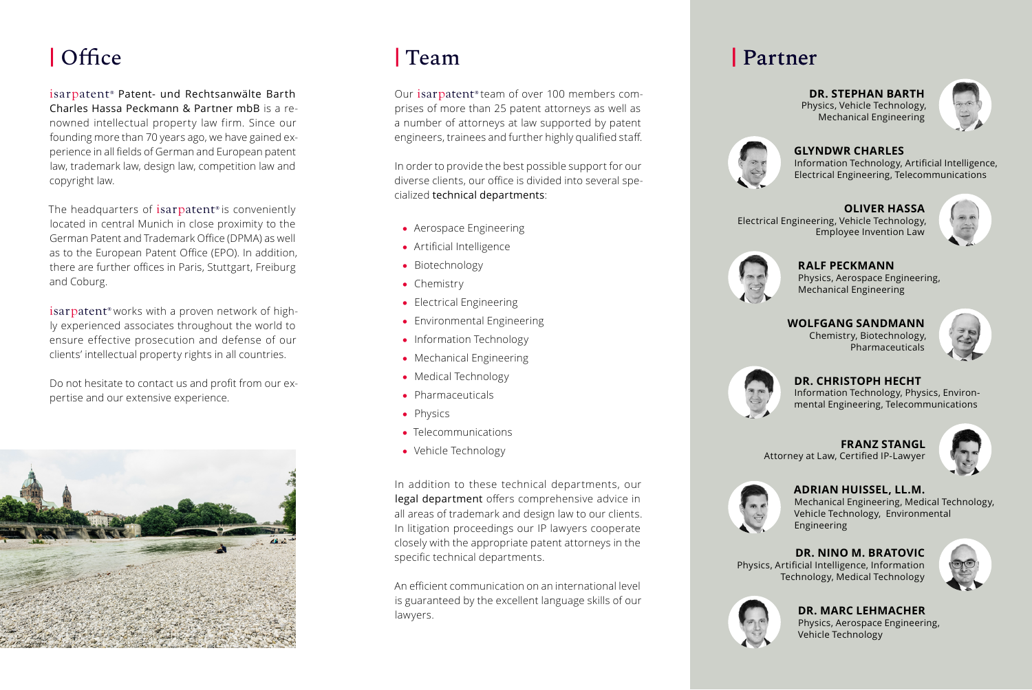# Office

isarpatent® Patent- und Rechtsanwälte Barth Charles Hassa Peckmann & Partner mbB is a renowned intellectual property law firm. Since our founding more than 70 years ago, we have gained experience in all fields of German and European patent law, trademark law, design law, competition law and copyright law.

The headquarters of isarpatent® is conveniently located in central Munich in close proximity to the German Patent and Trademark Office (DPMA) as well as to the European Patent Office (EPO). In addition, there are further offices in Paris, Stuttgart, Freiburg and Coburg.

isarpatent® works with a proven network of highly experienced associates throughout the world to ensure effective prosecution and defense of our clients' intellectual property rights in all countries.

Do not hesitate to contact us and profit from our expertise and our extensive experience.

# Team

Our isarpatent® team of over 100 members comprises of more than 25 patent attorneys as well as a number of attorneys at law supported by patent engineers, trainees and further highly qualified staff.

In order to provide the best possible support for our diverse clients, our office is divided into several specialized technical departments:

- Aerospace Engineering
- Artificial Intelligence
- Biotechnology
- Chemistry
- Electrical Engineering
- Environmental Engineering
- Information Technology
- Mechanical Engineering
- Medical Technology
- Pharmaceuticals
- Physics
- Telecommunications
- Vehicle Technology

In addition to these technical departments, our legal department offers comprehensive advice in all areas of trademark and design law to our clients. In litigation proceedings our IP lawyers cooperate closely with the appropriate patent attorneys in the specific technical departments.

An efficient communication on an international level is guaranteed by the excellent language skills of our lawyers.

# Partner

**DR. STEPHAN BARTH**
Physics, Vehicle Technology, Mechanical Engineering

**GLYNDWR CHARLES**
Information Technology, Artificial Intelligence, Electrical Engineering, Telecommunications

**OLIVER HASSA**
Electrical Engineering, Vehicle Technology, Employee Invention Law

**RALF PECKMANN**
Physics, Aerospace Engineering, Mechanical Engineering

**WOLFGANG SANDMANN**
Chemistry, Biotechnology, Pharmaceuticals

**DR. CHRISTOPH HECHT**
Information Technology, Physics, Environmental Engineering, Telecommunications

**FRANZ STANGL**
Attorney at Law, Certified IP-Lawyer

**ADRIAN HUISSEL, LL.M.**
Mechanical Engineering, Medical Technology, Vehicle Technology, Environmental Engineering

**DR. NINO M. BRATOVIC**
Physics, Artificial Intelligence, Information Technology, Medical Technology

**DR. MARC LEHMACHER**
Physics, Aerospace Engineering, Vehicle Technology